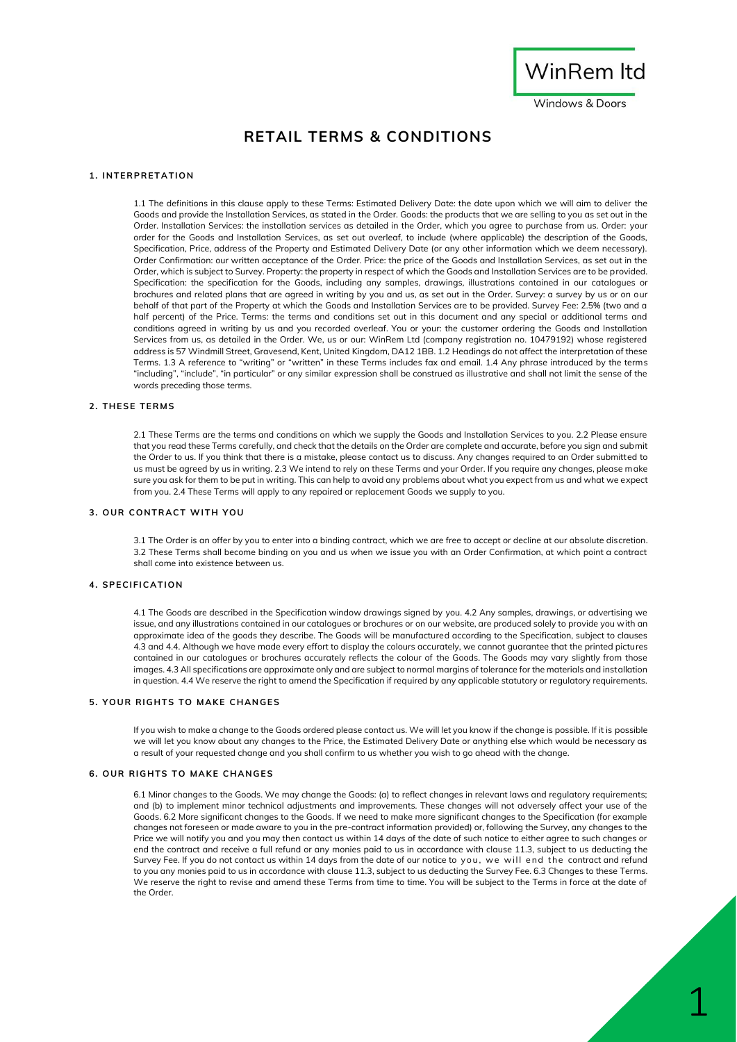WinRem ltd

Windows & Doors

# RETAIL TERMS & CONDITIONS

## 1. INTERPRETATION

1.1 The definitions in this clause apply to these Terms: Estimated Delivery Date: the date upon which we will aim to deliver the Goods and provide the Installation Services, as stated in the Order. Goods: the products that we are selling to you as set out in the Order. Installation Services: the installation services as detailed in the Order, which you agree to purchase from us. Order: your order for the Goods and Installation Services, as set out overleaf, to include (where applicable) the description of the Goods, Specification, Price, address of the Property and Estimated Delivery Date (or any other information which we deem necessary). Order Confirmation: our written acceptance of the Order. Price: the price of the Goods and Installation Services, as set out in the Order, which is subject to Survey. Property: the property in respect of which the Goods and Installation Services are to be provided. Specification: the specification for the Goods, including any samples, drawings, illustrations contained in our catalogues or brochures and related plans that are agreed in writing by you and us, as set out in the Order. Survey: a survey by us or on our behalf of that part of the Property at which the Goods and Installation Services are to be provided. Survey Fee: 2.5% (two and a half percent) of the Price. Terms: the terms and conditions set out in this document and any special or additional terms and conditions agreed in writing by us and you recorded overleaf. You or your: the customer ordering the Goods and Installation Services from us, as detailed in the Order. We, us or our: WinRem Ltd (company registration no. 10479192) whose registered address is 57 Windmill Street, Gravesend, Kent, United Kingdom, DA12 1BB. 1.2 Headings do not affect the interpretation of these Terms. 1.3 A reference to "writing" or "written" in these Terms includes fax and email. 1.4 Any phrase introduced by the terms "including", "include", "in particular" or any similar expression shall be construed as illustrative and shall not limit the sense of the words preceding those terms.

## 2. THESE TERMS

2.1 These Terms are the terms and conditions on which we supply the Goods and Installation Services to you. 2.2 Please ensure that you read these Terms carefully, and check that the details on the Order are complete and accurate, before you sign and submit the Order to us. If you think that there is a mistake, please contact us to discuss. Any changes required to an Order submitted to us must be agreed by us in writing. 2.3 We intend to rely on these Terms and your Order. If you require any changes, please make sure you ask for them to be put in writing. This can help to avoid any problems about what you expect from us and what we expect from you. 2.4 These Terms will apply to any repaired or replacement Goods we supply to you.

## 3. OUR CONTRACT WITH YOU

3.1 The Order is an offer by you to enter into a binding contract, which we are free to accept or decline at our absolute discretion. 3.2 These Terms shall become binding on you and us when we issue you with an Order Confirmation, at which point a contract shall come into existence between us.

## 4. SPECIFICATION

4.1 The Goods are described in the Specification window drawings signed by you. 4.2 Any samples, drawings, or advertising we issue, and any illustrations contained in our catalogues or brochures or on our website, are produced solely to provide you with an approximate idea of the goods they describe. The Goods will be manufactured according to the Specification, subject to clauses 4.3 and 4.4. Although we have made every effort to display the colours accurately, we cannot guarantee that the printed pictures contained in our catalogues or brochures accurately reflects the colour of the Goods. The Goods may vary slightly from those images. 4.3 All specifications are approximate only and are subject to normal margins of tolerance for the materials and installation in question. 4.4 We reserve the right to amend the Specification if required by any applicable statutory or regulatory requirements.

## 5. YOUR RIGHTS TO MAKE CHANGES

If you wish to make a change to the Goods ordered please contact us. We will let you know if the change is possible. If it is possible we will let you know about any changes to the Price, the Estimated Delivery Date or anything else which would be necessary as a result of your requested change and you shall confirm to us whether you wish to go ahead with the change.

## 6. OUR RIGHTS TO MAKE CHANGES

6.1 Minor changes to the Goods. We may change the Goods: (a) to reflect changes in relevant laws and regulatory requirements; and (b) to implement minor technical adjustments and improvements. These changes will not adversely affect your use of the Goods. 6.2 More significant changes to the Goods. If we need to make more significant changes to the Specification (for example changes not foreseen or made aware to you in the pre-contract information provided) or, following the Survey, any changes to the Price we will notify you and you may then contact us within 14 days of the date of such notice to either agree to such changes or end the contract and receive a full refund or any monies paid to us in accordance with clause 11.3, subject to us deducting the Survey Fee. If you do not contact us within 14 days from the date of our notice to you, we will end the contract and refund to you any monies paid to us in accordance with clause 11.3, subject to us deducting the Survey Fee. 6.3 Changes to these Terms. We reserve the right to revise and amend these Terms from time to time. You will be subject to the Terms in force at the date of the Order.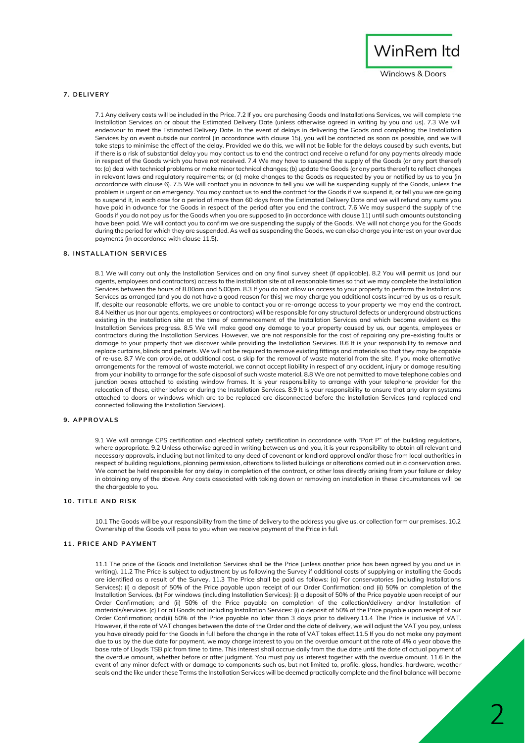## 7. DELIVERY

7.1 Any delivery costs will be included in the Price. 7.2 If you are purchasing Goods and Installations Services, we will complete the Installation Services on or about the Estimated Delivery Date (unless otherwise agreed in writing by you and us). 7.3 We will endeavour to meet the Estimated Delivery Date. In the event of delays in delivering the Goods and completing the Installation Services by an event outside our control (in accordance with clause 15), you will be contacted as soon as possible, and we will take steps to minimise the effect of the delay. Provided we do this, we will not be liable for the delays caused by such events, but if there is a risk of substantial delay you may contact us to end the contract and receive a refund for any payments already made in respect of the Goods which you have not received. 7.4 We may have to suspend the supply of the Goods (or any part thereof) to: (a) deal with technical problems or make minor technical changes; (b) update the Goods (or any parts thereof) to reflect changes in relevant laws and regulatory requirements; or (c) make changes to the Goods as requested by you or notified by us to you (in accordance with clause 6). 7.5 We will contact you in advance to tell you we will be suspending supply of the Goods, unless the problem is urgent or an emergency. You may contact us to end the contract for the Goods if we suspend it, or tell you we are going to suspend it, in each case for a period of more than 60 days from the Estimated Delivery Date and we will refund any sums you have paid in advance for the Goods in respect of the period after you end the contract. 7.6 We may suspend the supply of the Goods if you do not pay us for the Goods when you are supposed to (in accordance with clause 11) until such amounts outstanding have been paid. We will contact you to confirm we are suspending the supply of the Goods. We will not charge you for the Goods during the period for which they are suspended. As well as suspending the Goods, we can also charge you interest on your overdue payments (in accordance with clause 11.5).

## 8. INSTALLATION SERVICES

8.1 We will carry out only the Installation Services and on any final survey sheet (if applicable). 8.2 You will permit us (and our agents, employees and contractors) access to the installation site at all reasonable times so that we may complete the Installation Services between the hours of 8.00am and 5.00pm. 8.3 If you do not allow us access to your property to perform the Installations Services as arranged (and you do not have a good reason for this) we may charge you additional costs incurred by us as a result. If, despite our reasonable efforts, we are unable to contact you or re-arrange access to your property we may end the contract. 8.4 Neither us (nor our agents, employees or contractors) will be responsible for any structural defects or underground obstructions existing in the installation site at the time of commencement of the Installation Services and which become evident as the Installation Services progress. 8.5 We will make good any damage to your property caused by us, our agents, employees or contractors during the Installation Services. However, we are not responsible for the cost of repairing any pre-existing faults or damage to your property that we discover while providing the Installation Services. 8.6 It is your responsibility to remove and replace curtains, blinds and pelmets. We will not be required to remove existing fittings and materials so that they may be capable of re-use. 8.7 We can provide, at additional cost, a skip for the removal of waste material from the site. If you make alternative arrangements for the removal of waste material, we cannot accept liability in respect of any accident, injury or damage resulting from your inability to arrange for the safe disposal of such waste material. 8.8 We are not permitted to move telephone cables and junction boxes attached to existing window frames. It is your responsibility to arrange with your telephone provider for the relocation of these, either before or during the Installation Services. 8.9 It is your responsibility to ensure that any alarm systems attached to doors or windows which are to be replaced are disconnected before the Installation Services (and replaced and connected following the Installation Services).

## 9. APPROVALS

9.1 We will arrange CPS certification and electrical safety certification in accordance with "Part P" of the building regulations, where appropriate. 9.2 Unless otherwise agreed in writing between us and you, it is your responsibility to obtain all relevant and necessary approvals, including but not limited to any deed of covenant or landlord approval and/or those from local authorities in respect of building regulations, planning permission, alterations to listed buildings or alterations carried out in a conservation area. We cannot be held responsible for any delay in completion of the contract, or other loss directly arising from your failure or delay in obtaining any of the above. Any costs associated with taking down or removing an installation in these circumstances will be the chargeable to you.

## 10. TITLE AND RISK

10.1 The Goods will be your responsibility from the time of delivery to the address you give us, or collection form our premises. 10.2 Ownership of the Goods will pass to you when we receive payment of the Price in full.

## 11. PRICE AND PAYMENT

11.1 The price of the Goods and Installation Services shall be the Price (unless another price has been agreed by you and us in writing). 11.2 The Price is subject to adjustment by us following the Survey if additional costs of supplying or installing the Goods are identified as a result of the Survey. 11.3 The Price shall be paid as follows: (a) For conservatories (including Installations Services): (i) a deposit of 50% of the Price payable upon receipt of our Order Confirmation; and (ii) 50% on completion of the Installation Services. (b) For windows (including Installation Services): (i) a deposit of 50% of the Price payable upon receipt of our Order Confirmation; and (ii) 50% of the Price payable on completion of the collection/delivery and/or Installation of materials/services. (c) For all Goods not including Installation Services: (i) a deposit of 50% of the Price payable upon receipt of our Order Confirmation; and(ii) 50% of the Price payable no later than 3 days prior to delivery.11.4 The Price is inclusive of VAT. However, if the rate of VAT changes between the date of the Order and the date of delivery, we will adjust the VAT you pay, unless you have already paid for the Goods in full before the change in the rate of VAT takes effect.11.5 If you do not make any payment due to us by the due date for payment, we may charge interest to you on the overdue amount at the rate of 4% a year above the base rate of Lloyds TSB plc from time to time. This interest shall accrue daily from the due date until the date of actual payment of the overdue amount, whether before or after judgment. You must pay us interest together with the overdue amount. 11.6 In the event of any minor defect with or damage to components such as, but not limited to, profile, glass, handles, hardware, weather seals and the like under these Terms the Installation Services will be deemed practically complete and the final balance will become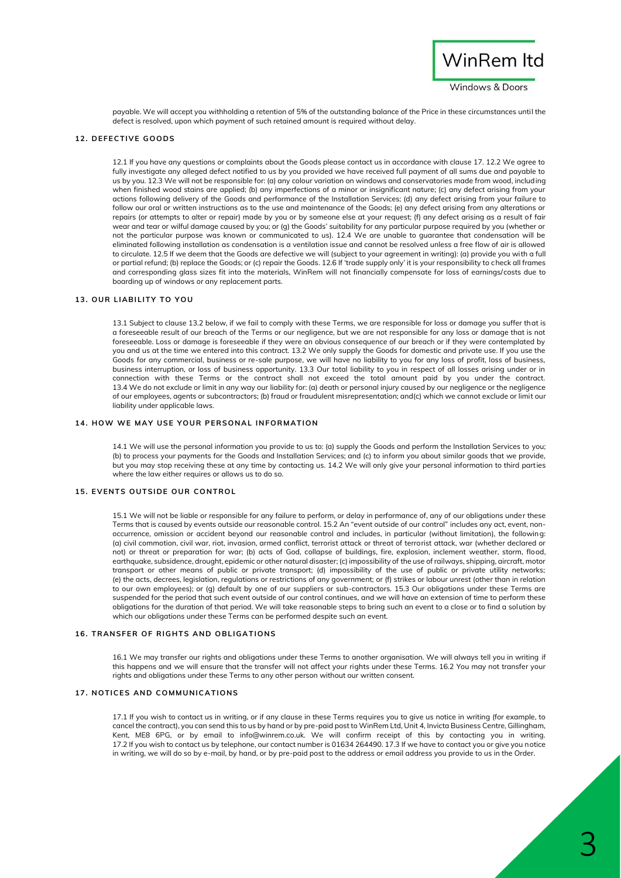payable. We will accept you withholding a retention of 5% of the outstanding balance of the Price in these circumstances until the defect is resolved, upon which payment of such retained amount is required without delay.

## 12. DEFECTIVE GOODS

12.1 If you have any questions or complaints about the Goods please contact us in accordance with clause 17. 12.2 We agree to fully investigate any alleged defect notified to us by you provided we have received full payment of all sums due and payable to us by you. 12.3 We will not be responsible for: (a) any colour variation on windows and conservatories made from wood, including when finished wood stains are applied; (b) any imperfections of a minor or insignificant nature; (c) any defect arising from your actions following delivery of the Goods and performance of the Installation Services; (d) any defect arising from your failure to follow our oral or written instructions as to the use and maintenance of the Goods; (e) any defect arising from any alterations or repairs (or attempts to alter or repair) made by you or by someone else at your request; (f) any defect arising as a result of fair wear and tear or wilful damage caused by you; or (g) the Goods' suitability for any particular purpose required by you (whether or not the particular purpose was known or communicated to us). 12.4 We are unable to guarantee that condensation will be eliminated following installation as condensation is a ventilation issue and cannot be resolved unless a free flow of air is allowed to circulate. 12.5 If we deem that the Goods are defective we will (subject to your agreement in writing): (a) provide you with a full or partial refund; (b) replace the Goods; or (c) repair the Goods. 12.6 If 'trade supply only' it is your responsibility to check all frames and corresponding glass sizes fit into the materials, WinRem will not financially compensate for loss of earnings/costs due to boarding up of windows or any replacement parts.

## 13. OUR LIABILITY TO YOU

13.1 Subject to clause 13.2 below, if we fail to comply with these Terms, we are responsible for loss or damage you suffer that is a foreseeable result of our breach of the Terms or our negligence, but we are not responsible for any loss or damage that is not foreseeable. Loss or damage is foreseeable if they were an obvious consequence of our breach or if they were contemplated by you and us at the time we entered into this contract. 13.2 We only supply the Goods for domestic and private use. If you use the Goods for any commercial, business or re-sale purpose, we will have no liability to you for any loss of profit, loss of business, business interruption, or loss of business opportunity. 13.3 Our total liability to you in respect of all losses arising under or in connection with these Terms or the contract shall not exceed the total amount paid by you under the contract. 13.4 We do not exclude or limit in any way our liability for: (a) death or personal injury caused by our negligence or the negligence of our employees, agents or subcontractors; (b) fraud or fraudulent misrepresentation; and(c) which we cannot exclude or limit our liability under applicable laws.

## 14. HOW WE MAY USE YOUR PERSONAL INFORMATION

14.1 We will use the personal information you provide to us to: (a) supply the Goods and perform the Installation Services to you; (b) to process your payments for the Goods and Installation Services; and (c) to inform you about similar goods that we provide, but you may stop receiving these at any time by contacting us. 14.2 We will only give your personal information to third parties where the law either requires or allows us to do so.

## 15. EVENTS OUTSIDE OUR CONTROL

15.1 We will not be liable or responsible for any failure to perform, or delay in performance of, any of our obligations under these Terms that is caused by events outside our reasonable control. 15.2 An "event outside of our control" includes any act, event, non-occurrence, omission or accident beyond our reasonable control and includes, in particular (without limitation), the following: (a) civil commotion, civil war, riot, invasion, armed conflict, terrorist attack or threat of terrorist attack, war (whether declared or not) or threat or preparation for war; (b) acts of God, collapse of buildings, fire, explosion, inclement weather, storm, flood, earthquake, subsidence, drought, epidemic or other natural disaster; (c) impossibility of the use of railways, shipping, aircraft, motor transport or other means of public or private transport; (d) impossibility of the use of public or private utility networks; (e) the acts, decrees, legislation, regulations or restrictions of any government; or (f) strikes or labour unrest (other than in relation to our own employees); or (g) default by one of our suppliers or sub-contractors. 15.3 Our obligations under these Terms are suspended for the period that such event outside of our control continues, and we will have an extension of time to perform these obligations for the duration of that period. We will take reasonable steps to bring such an event to a close or to find a solution by which our obligations under these Terms can be performed despite such an event.

## 16. TRANSFER OF RIGHTS AND OBLIGATIONS

16.1 We may transfer our rights and obligations under these Terms to another organisation. We will always tell you in writing if this happens and we will ensure that the transfer will not affect your rights under these Terms. 16.2 You may not transfer your rights and obligations under these Terms to any other person without our written consent.

## 17. NOTICES AND COMMUNICATIONS

17.1 If you wish to contact us in writing, or if any clause in these Terms requires you to give us notice in writing (for example, to cancel the contract), you can send this to us by hand or by pre-paid post to WinRem Ltd, Unit 4, Invicta Business Centre, Gillingham, Kent, ME8 6PG, or by email to info@winrem.co.uk. We will confirm receipt of this by contacting you in writing. 17.2 If you wish to contact us by telephone, our contact number is 01634 264490. 17.3 If we have to contact you or give you notice in writing, we will do so by e-mail, by hand, or by pre-paid post to the address or email address you provide to us in the Order.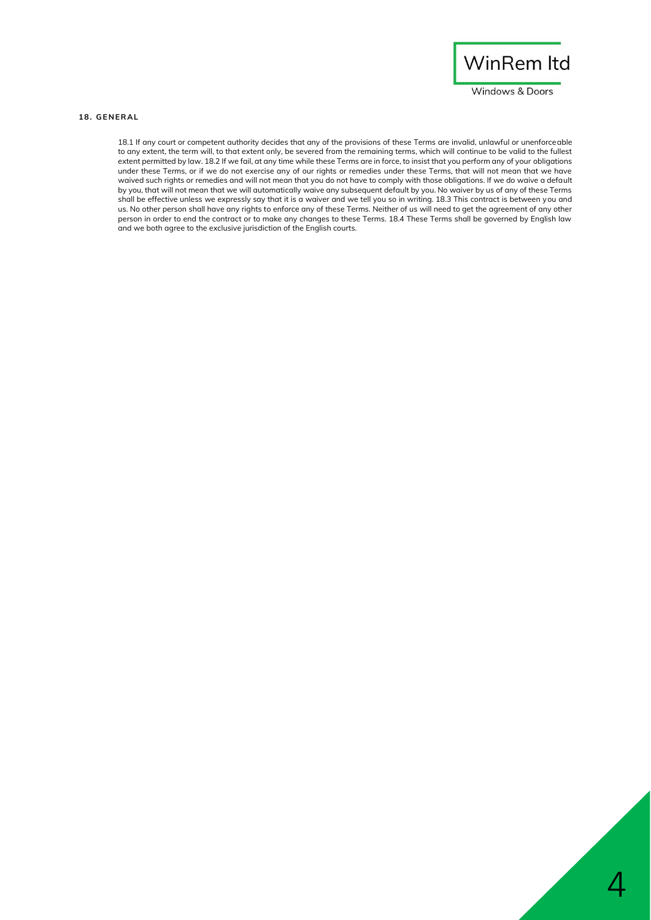## 18. GENERAL

18.1 If any court or competent authority decides that any of the provisions of these Terms are invalid, unlawful or unenforceable to any extent, the term will, to that extent only, be severed from the remaining terms, which will continue to be valid to the fullest extent permitted by law. 18.2 If we fail, at any time while these Terms are in force, to insist that you perform any of your obligations under these Terms, or if we do not exercise any of our rights or remedies under these Terms, that will not mean that we have waived such rights or remedies and will not mean that you do not have to comply with those obligations. If we do waive a default by you, that will not mean that we will automatically waive any subsequent default by you. No waiver by us of any of these Terms shall be effective unless we expressly say that it is a waiver and we tell you so in writing. 18.3 This contract is between you and us. No other person shall have any rights to enforce any of these Terms. Neither of us will need to get the agreement of any other person in order to end the contract or to make any changes to these Terms. 18.4 These Terms shall be governed by English law and we both agree to the exclusive jurisdiction of the English courts.